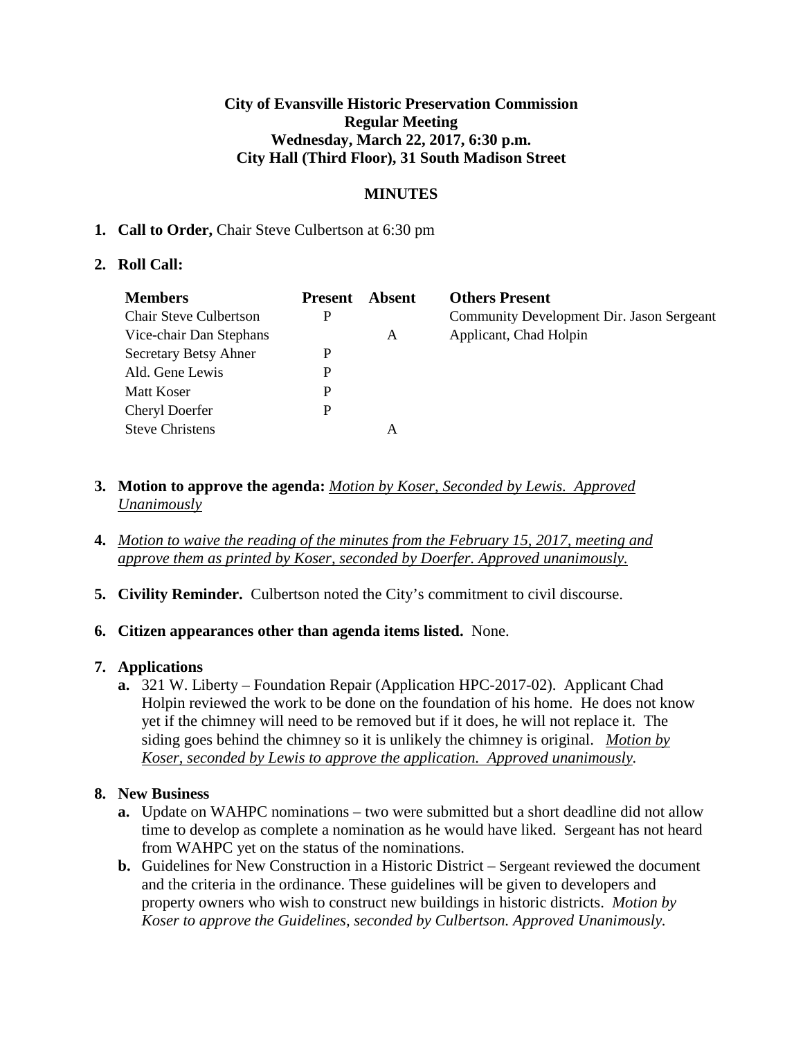**City of Evansville Historic Preservation Commission**
**Regular Meeting**
**Wednesday, March 22, 2017, 6:30 p.m.**
**City Hall (Third Floor), 31 South Madison Street**

**MINUTES**

1. **Call to Order,** Chair Steve Culbertson at 6:30 pm

2. **Roll Call:**

| Members | Present | Absent | Others Present |
|---|---|---|---|
| Chair Steve Culbertson | P | | Community Development Dir. Jason Sergeant |
| Vice-chair Dan Stephans | | A | Applicant, Chad Holpin |
| Secretary Betsy Ahner | P | | |
| Ald. Gene Lewis | P | | |
| Matt Koser | P | | |
| Cheryl Doerfer | P | | |
| Steve Christens | | A | |

3. **Motion to approve the agenda:** _Motion by Koser, Seconded by Lewis. Approved Unanimously_

4. _Motion to waive the reading of the minutes from the February 15, 2017, meeting and approve them as printed by Koser, seconded by Doerfer. Approved unanimously._

5. **Civility Reminder.** Culbertson noted the City's commitment to civil discourse.

6. **Citizen appearances other than agenda items listed.** None.

7. **Applications**
   a. 321 W. Liberty – Foundation Repair (Application HPC-2017-02). Applicant Chad Holpin reviewed the work to be done on the foundation of his home. He does not know yet if the chimney will need to be removed but if it does, he will not replace it. The siding goes behind the chimney so it is unlikely the chimney is original. _Motion by Koser, seconded by Lewis to approve the application. Approved unanimously._

8. **New Business**
   a. Update on WAHPC nominations – two were submitted but a short deadline did not allow time to develop as complete a nomination as he would have liked. Sergeant has not heard from WAHPC yet on the status of the nominations.
   b. Guidelines for New Construction in a Historic District – Sergeant reviewed the document and the criteria in the ordinance. These guidelines will be given to developers and property owners who wish to construct new buildings in historic districts. *Motion by Koser to approve the Guidelines, seconded by Culbertson. Approved Unanimously.*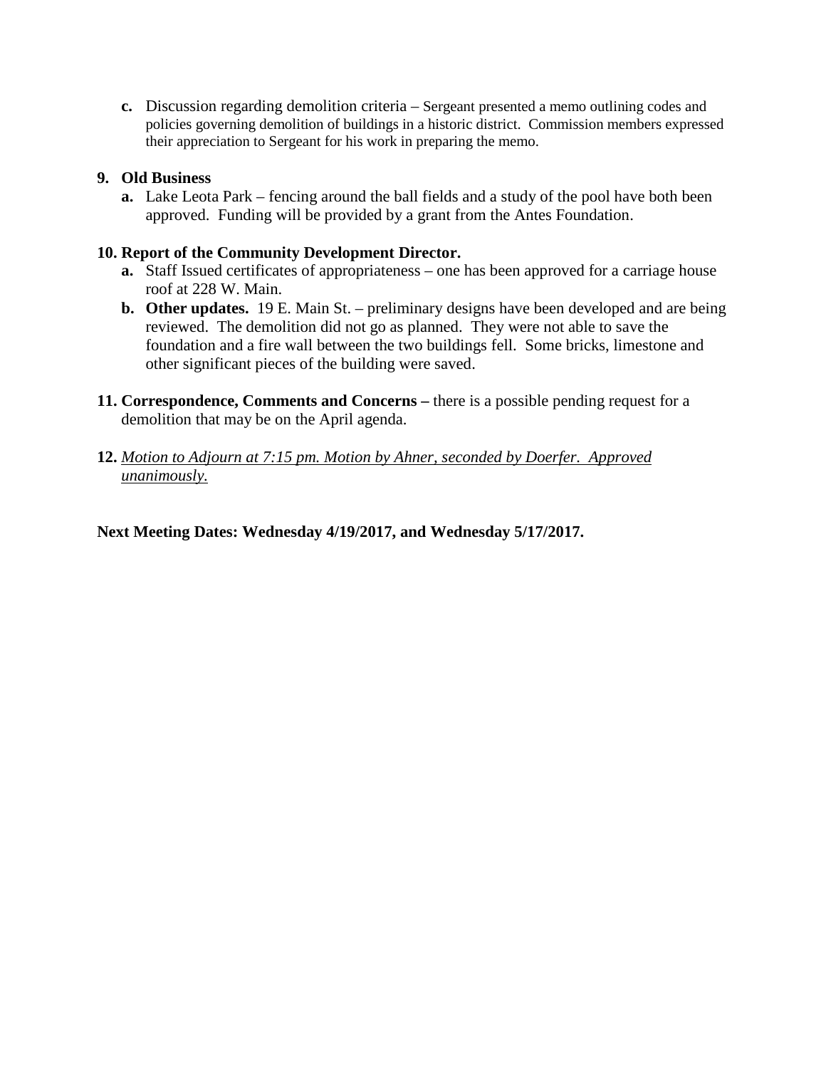c. Discussion regarding demolition criteria – Sergeant presented a memo outlining codes and policies governing demolition of buildings in a historic district. Commission members expressed their appreciation to Sergeant for his work in preparing the memo.

**9. Old Business**

   **a.** Lake Leota Park – fencing around the ball fields and a study of the pool have both been approved. Funding will be provided by a grant from the Antes Foundation.

**10. Report of the Community Development Director.**

   **a.** Staff Issued certificates of appropriateness – one has been approved for a carriage house roof at 228 W. Main.

   **b. Other updates.** 19 E. Main St. – preliminary designs have been developed and are being reviewed. The demolition did not go as planned. They were not able to save the foundation and a fire wall between the two buildings fell. Some bricks, limestone and other significant pieces of the building were saved.

**11. Correspondence, Comments and Concerns –** there is a possible pending request for a demolition that may be on the April agenda.

**12.** *Motion to Adjourn at 7:15 pm. Motion by Ahner, seconded by Doerfer. Approved unanimously.*

**Next Meeting Dates: Wednesday 4/19/2017, and Wednesday 5/17/2017.**